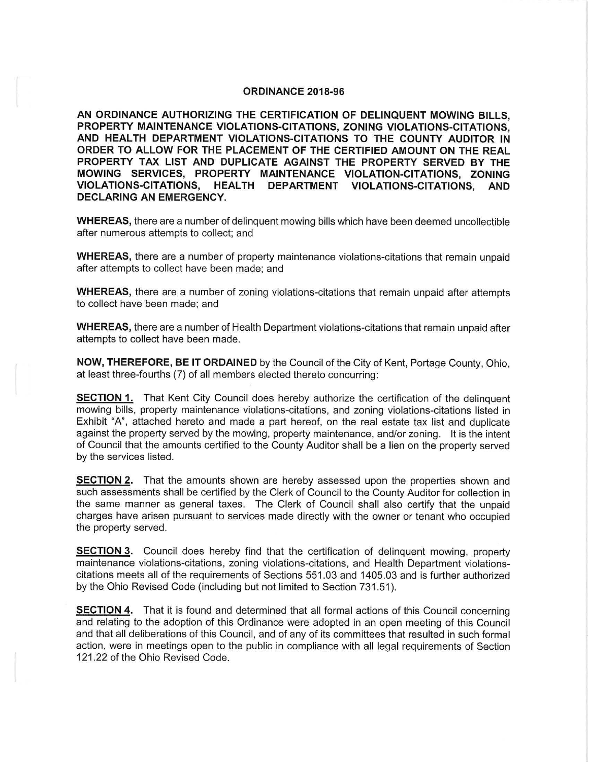# ORDINANCE 2018-96

**AN ORDINANCE AUTHORIZING THE CERTIFICATION OF DELINQUENT MOWING BILLS, PROPERTY MAINTENANCE VIOLATIONS-CITATIONS, ZONING VIOLATIONS-CITATIONS, AND HEALTH DEPARTMENT VIOLATIONS-CITATIONS TO THE COUNTY AUDITOR IN ORDER TO ALLOW FOR THE PLACEMENT OF THE CERTIFIED AMOUNT ON THE REAL PROPERTY TAX LIST AND DUPLICATE AGAINST THE PROPERTY SERVED BY THE MOWING SERVICES, PROPERTY MAINTENANCE VIOLATION-CITATIONS, ZONING VIOLATIONS-CITATIONS, HEALTH DEPARTMENT VIOLATIONS-CITATIONS, AND DECLARING AN EMERGENCY.**

**WHEREAS,** there are a number of delinquent mowing bills which have been deemed uncollectible after numerous attempts to collect; and

**WHEREAS,** there are a number of property maintenance violations-citations that remain unpaid after attempts to collect have been made; and

**WHEREAS,** there are a number of zoning violations-citations that remain unpaid after attempts to collect have been made; and

**WHEREAS,** there are a number of Health Department violations-citations that remain unpaid after attempts to collect have been made.

**NOW, THEREFORE, BE IT ORDAINED** by the Council of the City of Kent, Portage County, Ohio, at least three-fourths (7) of all members elected thereto concurring:

**SECTION 1.** That Kent City Council does hereby authorize the certification of the delinquent mowing bills, property maintenance violations-citations, and zoning violations-citations listed in Exhibit "A", attached hereto and made a part hereof, on the real estate tax list and duplicate against the property served by the mowing, property maintenance, and/or zoning. It is the intent of Council that the amounts certified to the County Auditor shall be a lien on the property served by the services listed.

**SECTION 2.** That the amounts shown are hereby assessed upon the properties shown and such assessments shall be certified by the Clerk of Council to the County Auditor for collection in the same manner as general taxes. The Clerk of Council shall also certify that the unpaid charges have arisen pursuant to services made directly with the owner or tenant who occupied the property served.

**SECTION 3.** Council does hereby find that the certification of delinquent mowing, property maintenance violations-citations, zoning violations-citations, and Health Department violations-citations meets all of the requirements of Sections 551.03 and 1405.03 and is further authorized by the Ohio Revised Code (including but not limited to Section 731.51).

**SECTION 4.** That it is found and determined that all formal actions of this Council concerning and relating to the adoption of this Ordinance were adopted in an open meeting of this Council and that all deliberations of this Council, and of any of its committees that resulted in such formal action, were in meetings open to the public in compliance with all legal requirements of Section 121.22 of the Ohio Revised Code.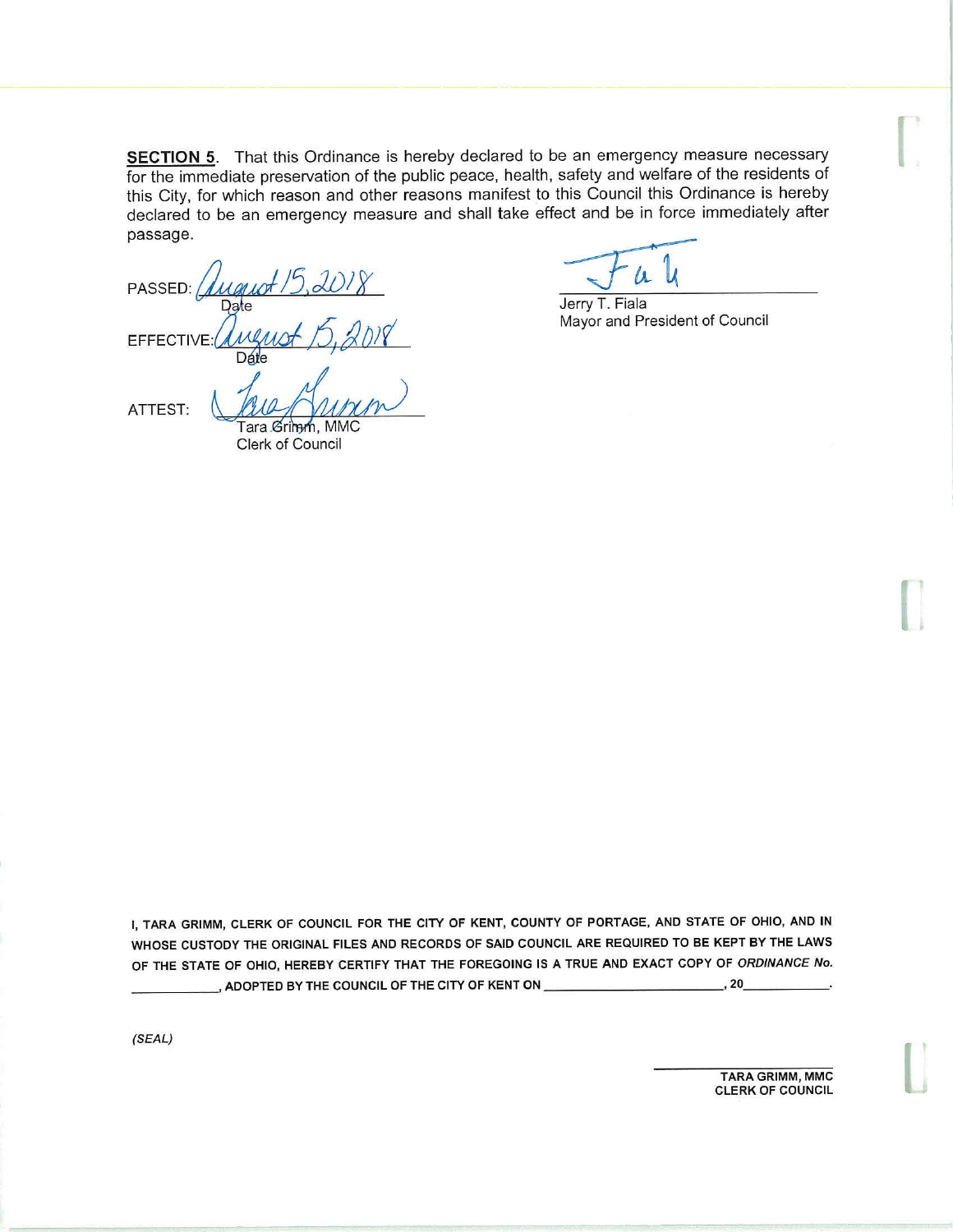**SECTION 5**. That this Ordinance is hereby declared to be an emergency measure necessary for the immediate preservation of the public peace, health, safety and welfare of the residents of this City, for which reason and other reasons manifest to this Council this Ordinance is hereby declared to be an emergency measure and shall take effect and be in force immediately after passage.

PASSED: August 15, 2018
Date

EFFECTIVE: August 15, 2018
Date

ATTEST: Tara Grimm
Tara Grimm, MMC
Clerk of Council

Jerry T. Fiala
Mayor and President of Council

I, TARA GRIMM, CLERK OF COUNCIL FOR THE CITY OF KENT, COUNTY OF PORTAGE, AND STATE OF OHIO, AND IN WHOSE CUSTODY THE ORIGINAL FILES AND RECORDS OF SAID COUNCIL ARE REQUIRED TO BE KEPT BY THE LAWS OF THE STATE OF OHIO, HEREBY CERTIFY THAT THE FOREGOING IS A TRUE AND EXACT COPY OF *ORDINANCE No.* __________, ADOPTED BY THE COUNCIL OF THE CITY OF KENT ON ______________________, 20__________.

*(SEAL)*

______________________
TARA GRIMM, MMC
CLERK OF COUNCIL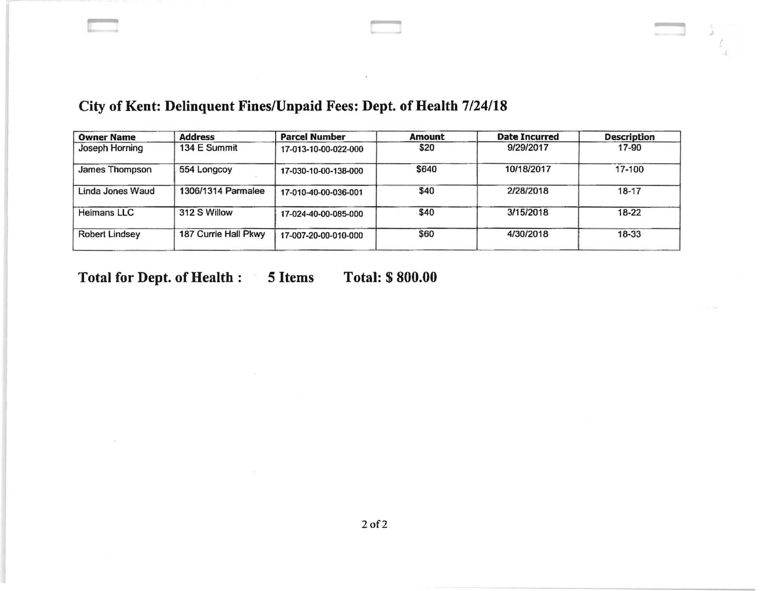## City of Kent: Delinquent Fines/Unpaid Fees: Dept. of Health 7/24/18

| Owner Name | Address | Parcel Number | Amount | Date Incurred | Description |
|---|---|---|---|---|---|
| Joseph Horning | 134 E Summit | 17-013-10-00-022-000 | $20 | 9/29/2017 | 17-90 |
| James Thompson | 554 Longcoy | 17-030-10-00-138-000 | $640 | 10/18/2017 | 17-100 |
| Linda Jones Waud | 1306/1314 Parmalee | 17-010-40-00-036-001 | $40 | 2/28/2018 | 18-17 |
| Heimans LLC | 312 S Willow | 17-024-40-00-085-000 | $40 | 3/15/2018 | 18-22 |
| Robert Lindsey | 187 Currie Hall Pkwy | 17-007-20-00-010-000 | $60 | 4/30/2018 | 18-33 |

**Total for Dept. of Health : 5 Items Total: $ 800.00**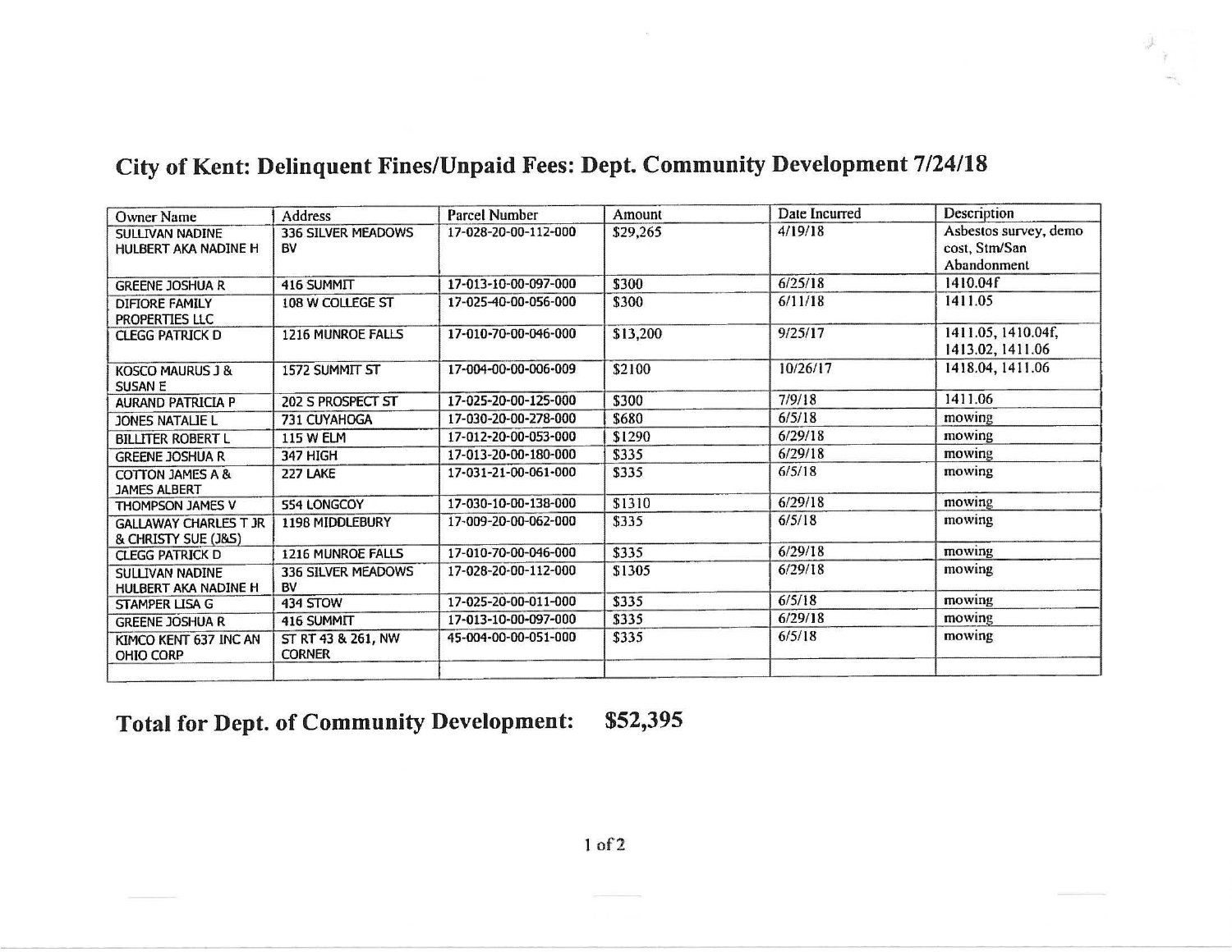# City of Kent: Delinquent Fines/Unpaid Fees: Dept. Community Development 7/24/18

| Owner Name | Address | Parcel Number | Amount | Date Incurred | Description |
|---|---|---|---|---|---|
| SULLIVAN NADINE HULBERT AKA NADINE H | 336 SILVER MEADOWS BV | 17-028-20-00-112-000 | $29,265 | 4/19/18 | Asbestos survey, demo cost, Stm/San Abandonment |
| GREENE JOSHUA R | 416 SUMMIT | 17-013-10-00-097-000 | $300 | 6/25/18 | 1410.04f |
| DIFIORE FAMILY PROPERTIES LLC | 108 W COLLEGE ST | 17-025-40-00-056-000 | $300 | 6/11/18 | 1411.05 |
| CLEGG PATRICK D | 1216 MUNROE FALLS | 17-010-70-00-046-000 | $13,200 | 9/25/17 | 1411.05, 1410.04f, 1413.02, 1411.06 |
| KOSCO MAURUS J & SUSAN E | 1572 SUMMIT ST | 17-004-00-00-006-009 | $2100 | 10/26/17 | 1418.04, 1411.06 |
| AURAND PATRICIA P | 202 S PROSPECT ST | 17-025-20-00-125-000 | $300 | 7/9/18 | 1411.06 |
| JONES NATALIE L | 731 CUYAHOGA | 17-030-20-00-278-000 | $680 | 6/5/18 | mowing |
| BILLITER ROBERT L | 115 W ELM | 17-012-20-00-053-000 | $1290 | 6/29/18 | mowing |
| GREENE JOSHUA R | 347 HIGH | 17-013-20-00-180-000 | $335 | 6/29/18 | mowing |
| COTTON JAMES A & JAMES ALBERT | 227 LAKE | 17-031-21-00-061-000 | $335 | 6/5/18 | mowing |
| THOMPSON JAMES V | 554 LONGCOY | 17-030-10-00-138-000 | $1310 | 6/29/18 | mowing |
| GALLAWAY CHARLES T JR & CHRISTY SUE (J&S) | 1198 MIDDLEBURY | 17-009-20-00-062-000 | $335 | 6/5/18 | mowing |
| CLEGG PATRICK D | 1216 MUNROE FALLS | 17-010-70-00-046-000 | $335 | 6/29/18 | mowing |
| SULLIVAN NADINE HULBERT AKA NADINE H | 336 SILVER MEADOWS BV | 17-028-20-00-112-000 | $1305 | 6/29/18 | mowing |
| STAMPER LISA G | 434 STOW | 17-025-20-00-011-000 | $335 | 6/5/18 | mowing |
| GREENE JOSHUA R | 416 SUMMIT | 17-013-10-00-097-000 | $335 | 6/29/18 | mowing |
| KIMCO KENT 637 INC AN OHIO CORP | ST RT 43 & 261, NW CORNER | 45-004-00-00-051-000 | $335 | 6/5/18 | mowing |
| | | | | | |

**Total for Dept. of Community Development: $52,395**